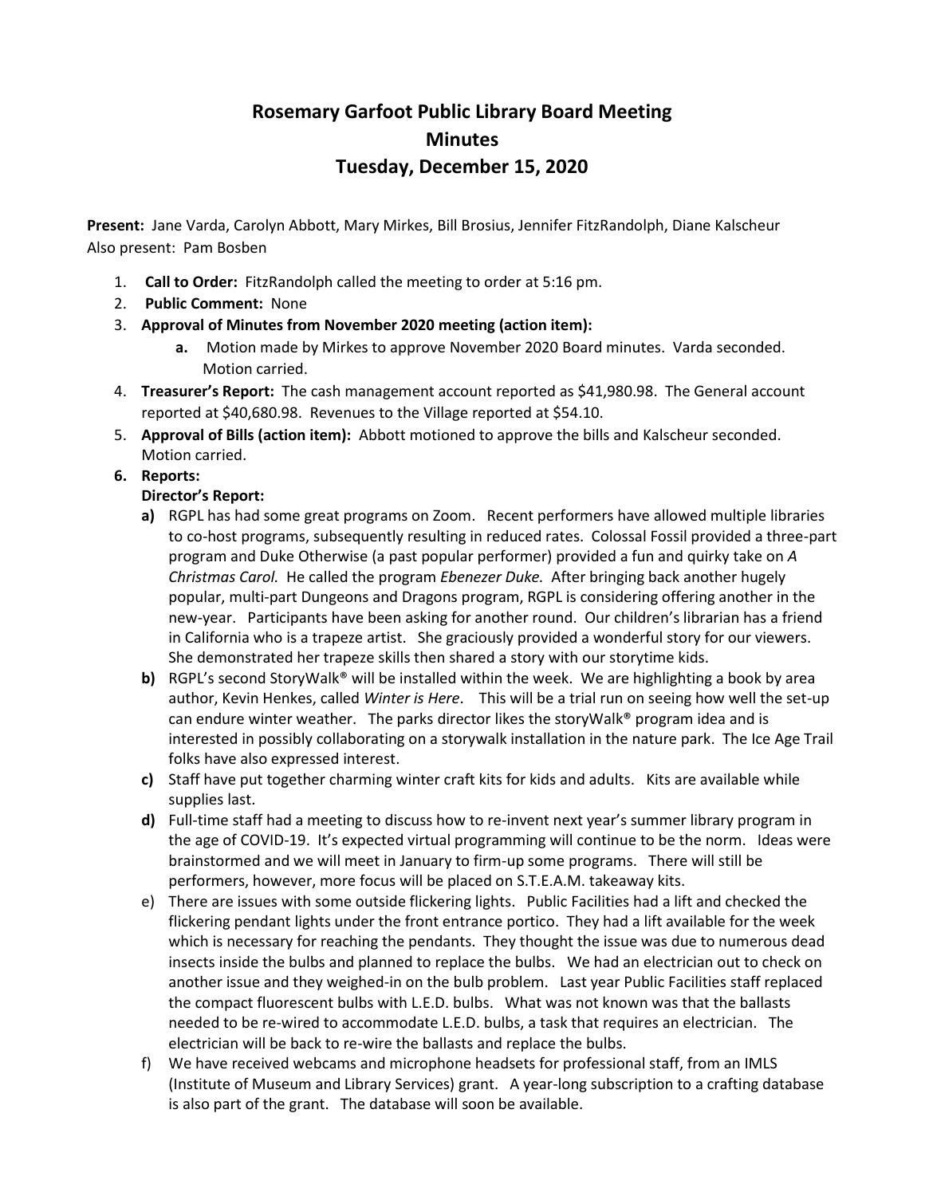# Rosemary Garfoot Public Library Board Meeting
# Minutes
# Tuesday, December 15, 2020

**Present:** Jane Varda, Carolyn Abbott, Mary Mirkes, Bill Brosius, Jennifer FitzRandolph, Diane Kalscheur
Also present: Pam Bosben

1. **Call to Order:** FitzRandolph called the meeting to order at 5:16 pm.
2. **Public Comment:** None
3. **Approval of Minutes from November 2020 meeting (action item):**
   a. Motion made by Mirkes to approve November 2020 Board minutes. Varda seconded. Motion carried.
4. **Treasurer's Report:** The cash management account reported as $41,980.98. The General account reported at $40,680.98. Revenues to the Village reported at $54.10.
5. **Approval of Bills (action item):** Abbott motioned to approve the bills and Kalscheur seconded. Motion carried.
6. **Reports:**

   **Director's Report:**

   a) RGPL has had some great programs on Zoom. Recent performers have allowed multiple libraries to co-host programs, subsequently resulting in reduced rates. Colossal Fossil provided a three-part program and Duke Otherwise (a past popular performer) provided a fun and quirky take on *A Christmas Carol.* He called the program *Ebenezer Duke.* After bringing back another hugely popular, multi-part Dungeons and Dragons program, RGPL is considering offering another in the new-year. Participants have been asking for another round. Our children's librarian has a friend in California who is a trapeze artist. She graciously provided a wonderful story for our viewers. She demonstrated her trapeze skills then shared a story with our storytime kids.

   b) RGPL's second StoryWalk® will be installed within the week. We are highlighting a book by area author, Kevin Henkes, called *Winter is Here*. This will be a trial run on seeing how well the set-up can endure winter weather. The parks director likes the storyWalk® program idea and is interested in possibly collaborating on a storywalk installation in the nature park. The Ice Age Trail folks have also expressed interest.

   c) Staff have put together charming winter craft kits for kids and adults. Kits are available while supplies last.

   d) Full-time staff had a meeting to discuss how to re-invent next year's summer library program in the age of COVID-19. It's expected virtual programming will continue to be the norm. Ideas were brainstormed and we will meet in January to firm-up some programs. There will still be performers, however, more focus will be placed on S.T.E.A.M. takeaway kits.

   e) There are issues with some outside flickering lights. Public Facilities had a lift and checked the flickering pendant lights under the front entrance portico. They had a lift available for the week which is necessary for reaching the pendants. They thought the issue was due to numerous dead insects inside the bulbs and planned to replace the bulbs. We had an electrician out to check on another issue and they weighed-in on the bulb problem. Last year Public Facilities staff replaced the compact fluorescent bulbs with L.E.D. bulbs. What was not known was that the ballasts needed to be re-wired to accommodate L.E.D. bulbs, a task that requires an electrician. The electrician will be back to re-wire the ballasts and replace the bulbs.

   f) We have received webcams and microphone headsets for professional staff, from an IMLS (Institute of Museum and Library Services) grant. A year-long subscription to a crafting database is also part of the grant. The database will soon be available.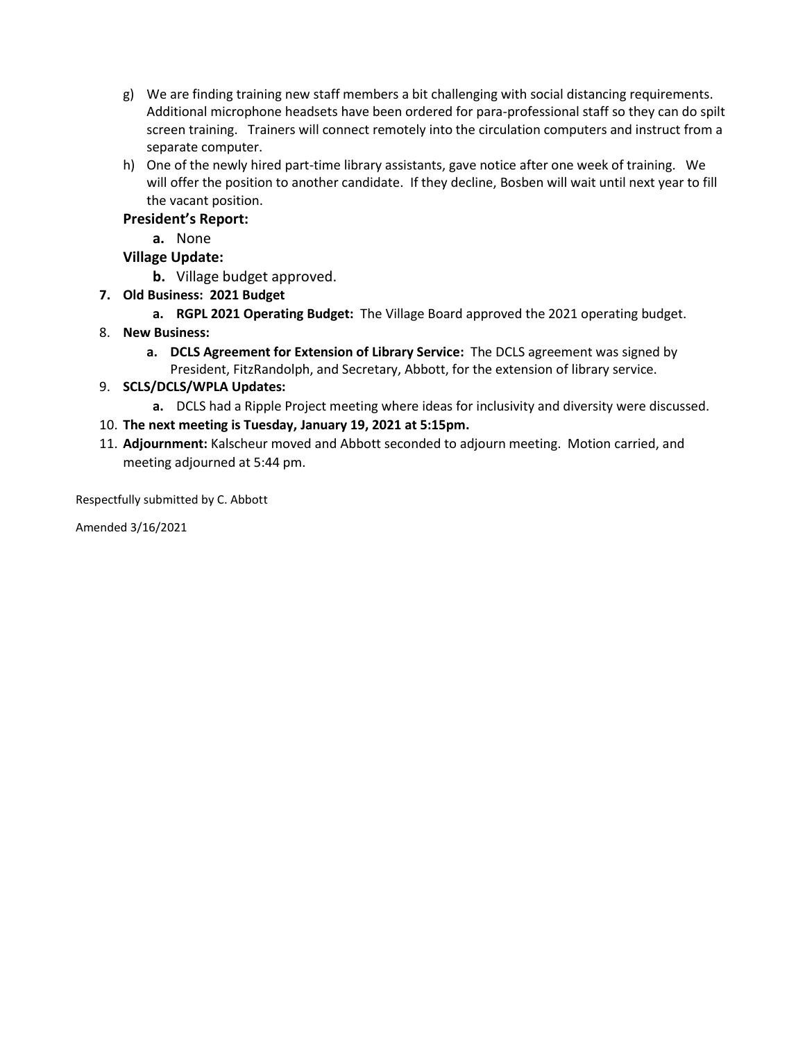g) We are finding training new staff members a bit challenging with social distancing requirements. Additional microphone headsets have been ordered for para-professional staff so they can do spilt screen training. Trainers will connect remotely into the circulation computers and instruct from a separate computer.

h) One of the newly hired part-time library assistants, gave notice after one week of training. We will offer the position to another candidate. If they decline, Bosben will wait until next year to fill the vacant position.

**President's Report:**

**a.** None

**Village Update:**

**b.** Village budget approved.

**7. Old Business: 2021 Budget**

**a. RGPL 2021 Operating Budget:** The Village Board approved the 2021 operating budget.

8. **New Business:**

**a. DCLS Agreement for Extension of Library Service:** The DCLS agreement was signed by President, FitzRandolph, and Secretary, Abbott, for the extension of library service.

9. **SCLS/DCLS/WPLA Updates:**

**a.** DCLS had a Ripple Project meeting where ideas for inclusivity and diversity were discussed.

10. **The next meeting is Tuesday, January 19, 2021 at 5:15pm.**

11. **Adjournment:** Kalscheur moved and Abbott seconded to adjourn meeting. Motion carried, and meeting adjourned at 5:44 pm.

Respectfully submitted by C. Abbott

Amended 3/16/2021